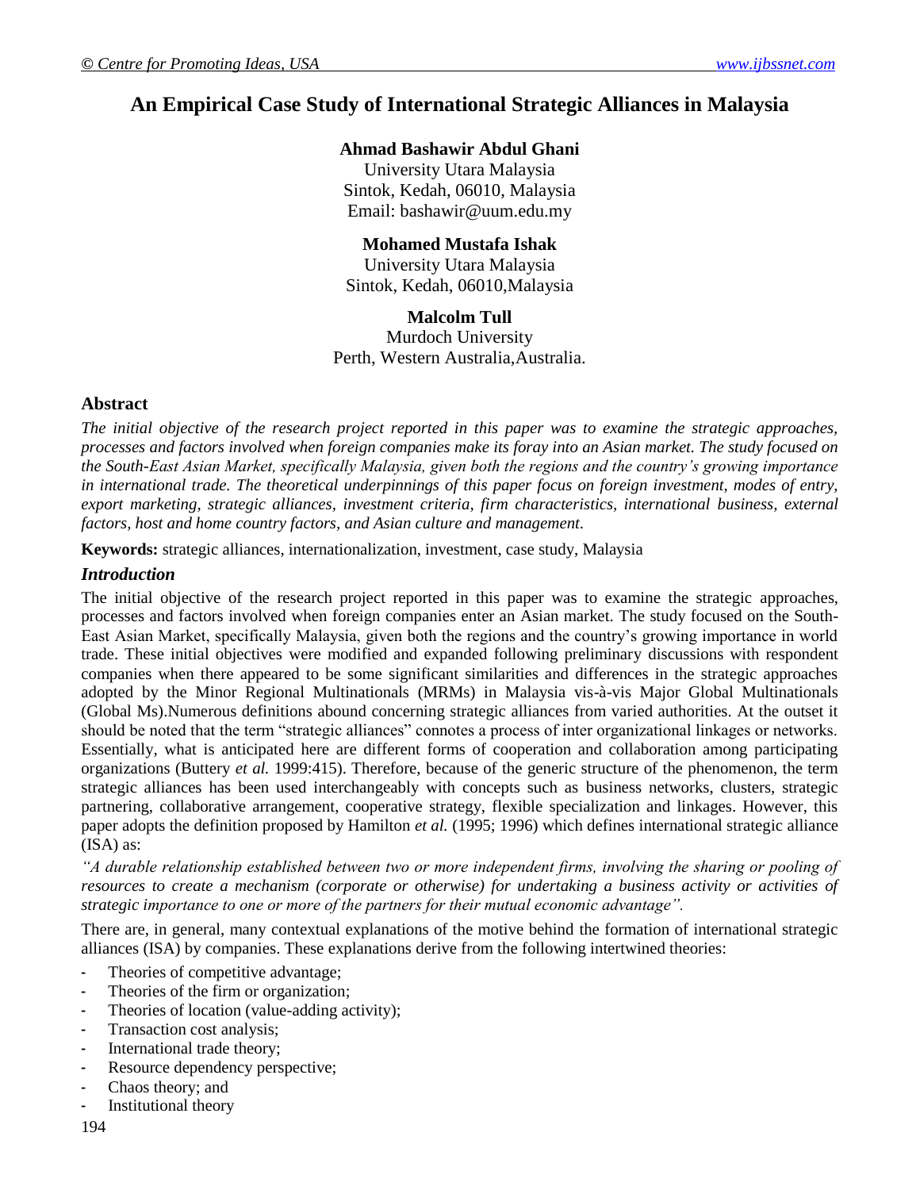# An Empirical Case Study of International Strategic Alliances in Malaysia

**Ahmad Bashawir Abdul Ghani**
University Utara Malaysia
Sintok, Kedah, 06010, Malaysia
Email: bashawir@uum.edu.my

**Mohamed Mustafa Ishak**
University Utara Malaysia
Sintok, Kedah, 06010,Malaysia

**Malcolm Tull**
Murdoch University
Perth, Western Australia,Australia.

## Abstract

*The initial objective of the research project reported in this paper was to examine the strategic approaches, processes and factors involved when foreign companies make its foray into an Asian market. The study focused on the South-East Asian Market, specifically Malaysia, given both the regions and the country's growing importance in international trade. The theoretical underpinnings of this paper focus on foreign investment, modes of entry, export marketing, strategic alliances, investment criteria, firm characteristics, international business, external factors, host and home country factors, and Asian culture and management.*

**Keywords:** strategic alliances, internationalization, investment, case study, Malaysia

## *Introduction*

The initial objective of the research project reported in this paper was to examine the strategic approaches, processes and factors involved when foreign companies enter an Asian market. The study focused on the South-East Asian Market, specifically Malaysia, given both the regions and the country's growing importance in world trade. These initial objectives were modified and expanded following preliminary discussions with respondent companies when there appeared to be some significant similarities and differences in the strategic approaches adopted by the Minor Regional Multinationals (MRMs) in Malaysia vis-à-vis Major Global Multinationals (Global Ms).Numerous definitions abound concerning strategic alliances from varied authorities. At the outset it should be noted that the term "strategic alliances" connotes a process of inter organizational linkages or networks. Essentially, what is anticipated here are different forms of cooperation and collaboration among participating organizations (Buttery *et al.* 1999:415). Therefore, because of the generic structure of the phenomenon, the term strategic alliances has been used interchangeably with concepts such as business networks, clusters, strategic partnering, collaborative arrangement, cooperative strategy, flexible specialization and linkages. However, this paper adopts the definition proposed by Hamilton *et al.* (1995; 1996) which defines international strategic alliance (ISA) as:

*"A durable relationship established between two or more independent firms, involving the sharing or pooling of resources to create a mechanism (corporate or otherwise) for undertaking a business activity or activities of strategic importance to one or more of the partners for their mutual economic advantage".*

There are, in general, many contextual explanations of the motive behind the formation of international strategic alliances (ISA) by companies. These explanations derive from the following intertwined theories:

- Theories of competitive advantage;
- Theories of the firm or organization;
- Theories of location (value-adding activity);
- Transaction cost analysis;
- International trade theory;
- Resource dependency perspective;
- Chaos theory; and
- Institutional theory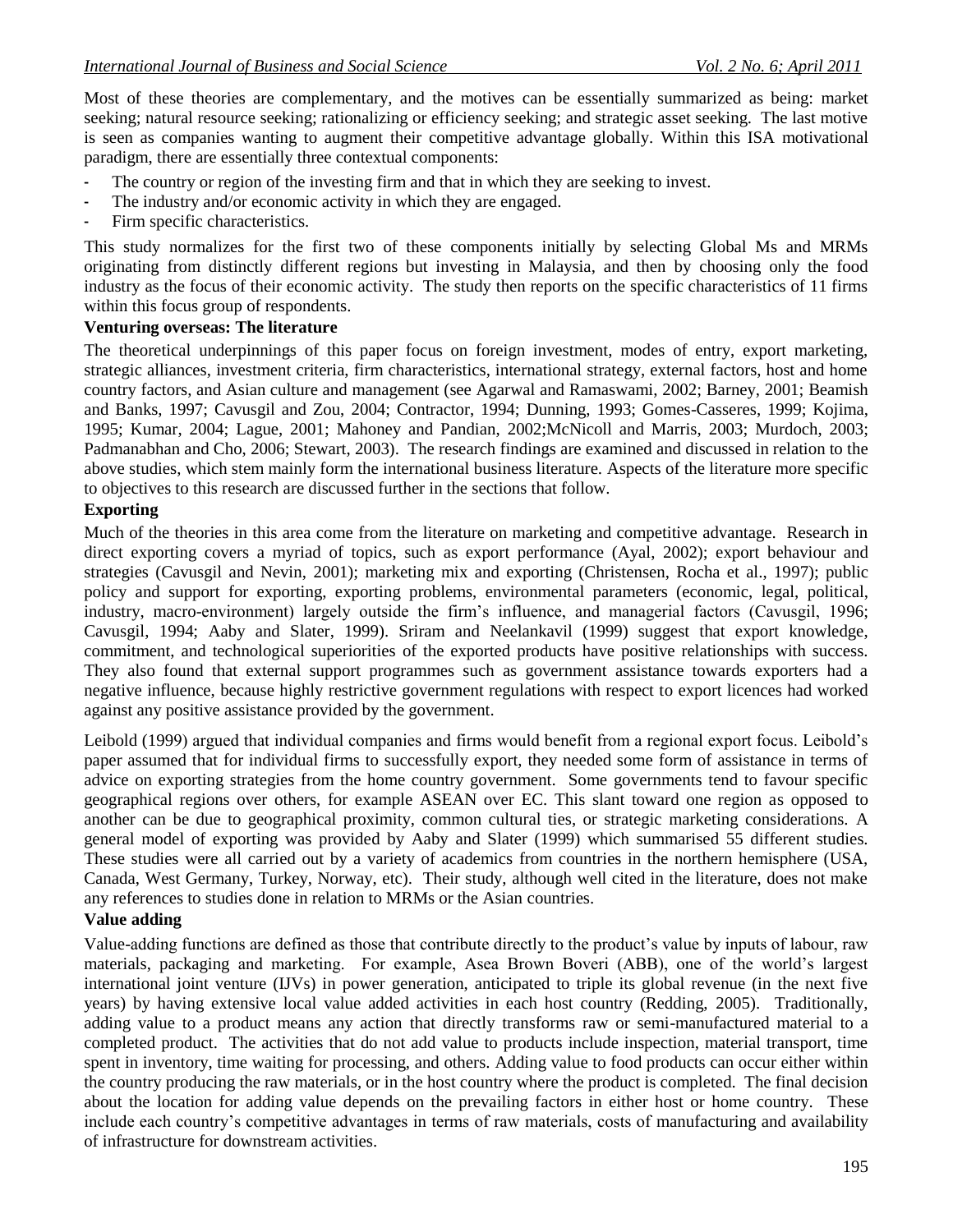Most of these theories are complementary, and the motives can be essentially summarized as being: market seeking; natural resource seeking; rationalizing or efficiency seeking; and strategic asset seeking. The last motive is seen as companies wanting to augment their competitive advantage globally. Within this ISA motivational paradigm, there are essentially three contextual components:

- The country or region of the investing firm and that in which they are seeking to invest.
- The industry and/or economic activity in which they are engaged.
- Firm specific characteristics.

This study normalizes for the first two of these components initially by selecting Global Ms and MRMs originating from distinctly different regions but investing in Malaysia, and then by choosing only the food industry as the focus of their economic activity. The study then reports on the specific characteristics of 11 firms within this focus group of respondents.

**Venturing overseas: The literature**

The theoretical underpinnings of this paper focus on foreign investment, modes of entry, export marketing, strategic alliances, investment criteria, firm characteristics, international strategy, external factors, host and home country factors, and Asian culture and management (see Agarwal and Ramaswami, 2002; Barney, 2001; Beamish and Banks, 1997; Cavusgil and Zou, 2004; Contractor, 1994; Dunning, 1993; Gomes-Casseres, 1999; Kojima, 1995; Kumar, 2004; Lague, 2001; Mahoney and Pandian, 2002;McNicoll and Marris, 2003; Murdoch, 2003; Padmanabhan and Cho, 2006; Stewart, 2003). The research findings are examined and discussed in relation to the above studies, which stem mainly form the international business literature. Aspects of the literature more specific to objectives to this research are discussed further in the sections that follow.

**Exporting**

Much of the theories in this area come from the literature on marketing and competitive advantage. Research in direct exporting covers a myriad of topics, such as export performance (Ayal, 2002); export behaviour and strategies (Cavusgil and Nevin, 2001); marketing mix and exporting (Christensen, Rocha et al., 1997); public policy and support for exporting, exporting problems, environmental parameters (economic, legal, political, industry, macro-environment) largely outside the firm's influence, and managerial factors (Cavusgil, 1996; Cavusgil, 1994; Aaby and Slater, 1999). Sriram and Neelankavil (1999) suggest that export knowledge, commitment, and technological superiorities of the exported products have positive relationships with success. They also found that external support programmes such as government assistance towards exporters had a negative influence, because highly restrictive government regulations with respect to export licences had worked against any positive assistance provided by the government.

Leibold (1999) argued that individual companies and firms would benefit from a regional export focus. Leibold's paper assumed that for individual firms to successfully export, they needed some form of assistance in terms of advice on exporting strategies from the home country government. Some governments tend to favour specific geographical regions over others, for example ASEAN over EC. This slant toward one region as opposed to another can be due to geographical proximity, common cultural ties, or strategic marketing considerations. A general model of exporting was provided by Aaby and Slater (1999) which summarised 55 different studies. These studies were all carried out by a variety of academics from countries in the northern hemisphere (USA, Canada, West Germany, Turkey, Norway, etc). Their study, although well cited in the literature, does not make any references to studies done in relation to MRMs or the Asian countries.

**Value adding**

Value-adding functions are defined as those that contribute directly to the product's value by inputs of labour, raw materials, packaging and marketing. For example, Asea Brown Boveri (ABB), one of the world's largest international joint venture (IJVs) in power generation, anticipated to triple its global revenue (in the next five years) by having extensive local value added activities in each host country (Redding, 2005). Traditionally, adding value to a product means any action that directly transforms raw or semi-manufactured material to a completed product. The activities that do not add value to products include inspection, material transport, time spent in inventory, time waiting for processing, and others. Adding value to food products can occur either within the country producing the raw materials, or in the host country where the product is completed. The final decision about the location for adding value depends on the prevailing factors in either host or home country. These include each country's competitive advantages in terms of raw materials, costs of manufacturing and availability of infrastructure for downstream activities.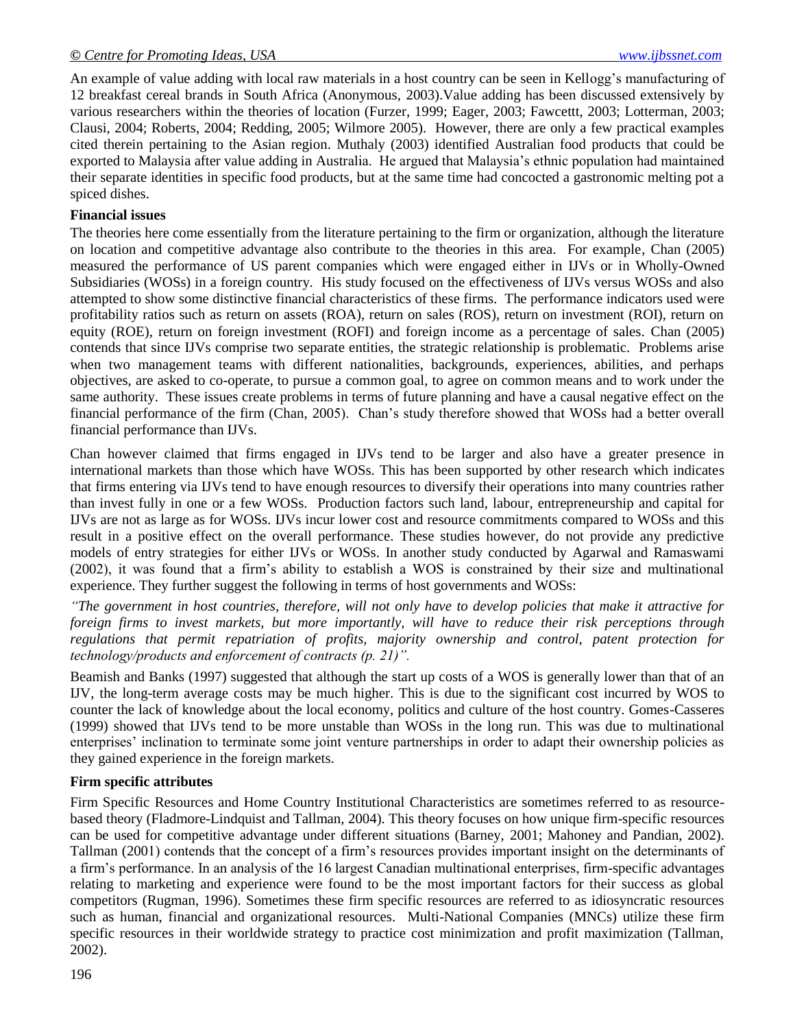An example of value adding with local raw materials in a host country can be seen in Kellogg's manufacturing of 12 breakfast cereal brands in South Africa (Anonymous, 2003).Value adding has been discussed extensively by various researchers within the theories of location (Furzer, 1999; Eager, 2003; Fawcettt, 2003; Lotterman, 2003; Clausi, 2004; Roberts, 2004; Redding, 2005; Wilmore 2005). However, there are only a few practical examples cited therein pertaining to the Asian region. Muthaly (2003) identified Australian food products that could be exported to Malaysia after value adding in Australia. He argued that Malaysia's ethnic population had maintained their separate identities in specific food products, but at the same time had concocted a gastronomic melting pot a spiced dishes.

**Financial issues**

The theories here come essentially from the literature pertaining to the firm or organization, although the literature on location and competitive advantage also contribute to the theories in this area. For example, Chan (2005) measured the performance of US parent companies which were engaged either in IJVs or in Wholly-Owned Subsidiaries (WOSs) in a foreign country. His study focused on the effectiveness of IJVs versus WOSs and also attempted to show some distinctive financial characteristics of these firms. The performance indicators used were profitability ratios such as return on assets (ROA), return on sales (ROS), return on investment (ROI), return on equity (ROE), return on foreign investment (ROFI) and foreign income as a percentage of sales. Chan (2005) contends that since IJVs comprise two separate entities, the strategic relationship is problematic. Problems arise when two management teams with different nationalities, backgrounds, experiences, abilities, and perhaps objectives, are asked to co-operate, to pursue a common goal, to agree on common means and to work under the same authority. These issues create problems in terms of future planning and have a causal negative effect on the financial performance of the firm (Chan, 2005). Chan's study therefore showed that WOSs had a better overall financial performance than IJVs.

Chan however claimed that firms engaged in IJVs tend to be larger and also have a greater presence in international markets than those which have WOSs. This has been supported by other research which indicates that firms entering via IJVs tend to have enough resources to diversify their operations into many countries rather than invest fully in one or a few WOSs. Production factors such land, labour, entrepreneurship and capital for IJVs are not as large as for WOSs. IJVs incur lower cost and resource commitments compared to WOSs and this result in a positive effect on the overall performance. These studies however, do not provide any predictive models of entry strategies for either IJVs or WOSs. In another study conducted by Agarwal and Ramaswami (2002), it was found that a firm's ability to establish a WOS is constrained by their size and multinational experience. They further suggest the following in terms of host governments and WOSs:

*"The government in host countries, therefore, will not only have to develop policies that make it attractive for foreign firms to invest markets, but more importantly, will have to reduce their risk perceptions through regulations that permit repatriation of profits, majority ownership and control, patent protection for technology/products and enforcement of contracts (p. 21)".*

Beamish and Banks (1997) suggested that although the start up costs of a WOS is generally lower than that of an IJV, the long-term average costs may be much higher. This is due to the significant cost incurred by WOS to counter the lack of knowledge about the local economy, politics and culture of the host country. Gomes-Casseres (1999) showed that IJVs tend to be more unstable than WOSs in the long run. This was due to multinational enterprises' inclination to terminate some joint venture partnerships in order to adapt their ownership policies as they gained experience in the foreign markets.

**Firm specific attributes**

Firm Specific Resources and Home Country Institutional Characteristics are sometimes referred to as resource-based theory (Fladmore-Lindquist and Tallman, 2004). This theory focuses on how unique firm-specific resources can be used for competitive advantage under different situations (Barney, 2001; Mahoney and Pandian, 2002). Tallman (2001) contends that the concept of a firm's resources provides important insight on the determinants of a firm's performance. In an analysis of the 16 largest Canadian multinational enterprises, firm-specific advantages relating to marketing and experience were found to be the most important factors for their success as global competitors (Rugman, 1996). Sometimes these firm specific resources are referred to as idiosyncratic resources such as human, financial and organizational resources. Multi-National Companies (MNCs) utilize these firm specific resources in their worldwide strategy to practice cost minimization and profit maximization (Tallman, 2002).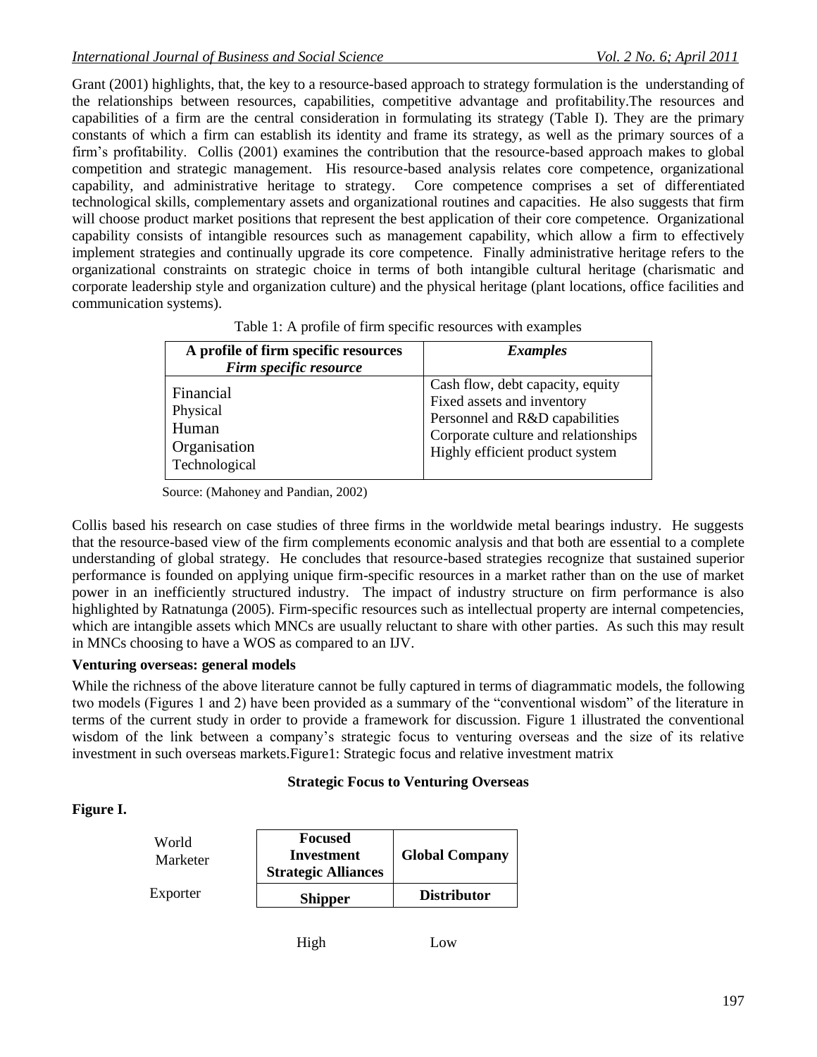Grant (2001) highlights, that, the key to a resource-based approach to strategy formulation is the understanding of the relationships between resources, capabilities, competitive advantage and profitability.The resources and capabilities of a firm are the central consideration in formulating its strategy (Table I). They are the primary constants of which a firm can establish its identity and frame its strategy, as well as the primary sources of a firm's profitability. Collis (2001) examines the contribution that the resource-based approach makes to global competition and strategic management. His resource-based analysis relates core competence, organizational capability, and administrative heritage to strategy. Core competence comprises a set of differentiated technological skills, complementary assets and organizational routines and capacities. He also suggests that firm will choose product market positions that represent the best application of their core competence. Organizational capability consists of intangible resources such as management capability, which allow a firm to effectively implement strategies and continually upgrade its core competence. Finally administrative heritage refers to the organizational constraints on strategic choice in terms of both intangible cultural heritage (charismatic and corporate leadership style and organization culture) and the physical heritage (plant locations, office facilities and communication systems).

Table 1: A profile of firm specific resources with examples

| **A profile of firm specific resources** *Firm specific resource* | ***Examples*** |
|---|---|
| Financial | Cash flow, debt capacity, equity |
| Physical | Fixed assets and inventory |
| Human | Personnel and R&D capabilities |
| Organisation | Corporate culture and relationships |
| Technological | Highly efficient product system |

Source: (Mahoney and Pandian, 2002)

Collis based his research on case studies of three firms in the worldwide metal bearings industry. He suggests that the resource-based view of the firm complements economic analysis and that both are essential to a complete understanding of global strategy. He concludes that resource-based strategies recognize that sustained superior performance is founded on applying unique firm-specific resources in a market rather than on the use of market power in an inefficiently structured industry. The impact of industry structure on firm performance is also highlighted by Ratnatunga (2005). Firm-specific resources such as intellectual property are internal competencies, which are intangible assets which MNCs are usually reluctant to share with other parties. As such this may result in MNCs choosing to have a WOS as compared to an IJV.

**Venturing overseas: general models**

While the richness of the above literature cannot be fully captured in terms of diagrammatic models, the following two models (Figures 1 and 2) have been provided as a summary of the "conventional wisdom" of the literature in terms of the current study in order to provide a framework for discussion. Figure 1 illustrated the conventional wisdom of the link between a company's strategic focus to venturing overseas and the size of its relative investment in such overseas markets.Figure1: Strategic focus and relative investment matrix

**Strategic Focus to Venturing Overseas**

**Figure I.**

| | High | Low |
|---|---|---|
| World Marketer | **Focused Investment Strategic Alliances** | **Global Company** |
| Exporter | **Shipper** | **Distributor** |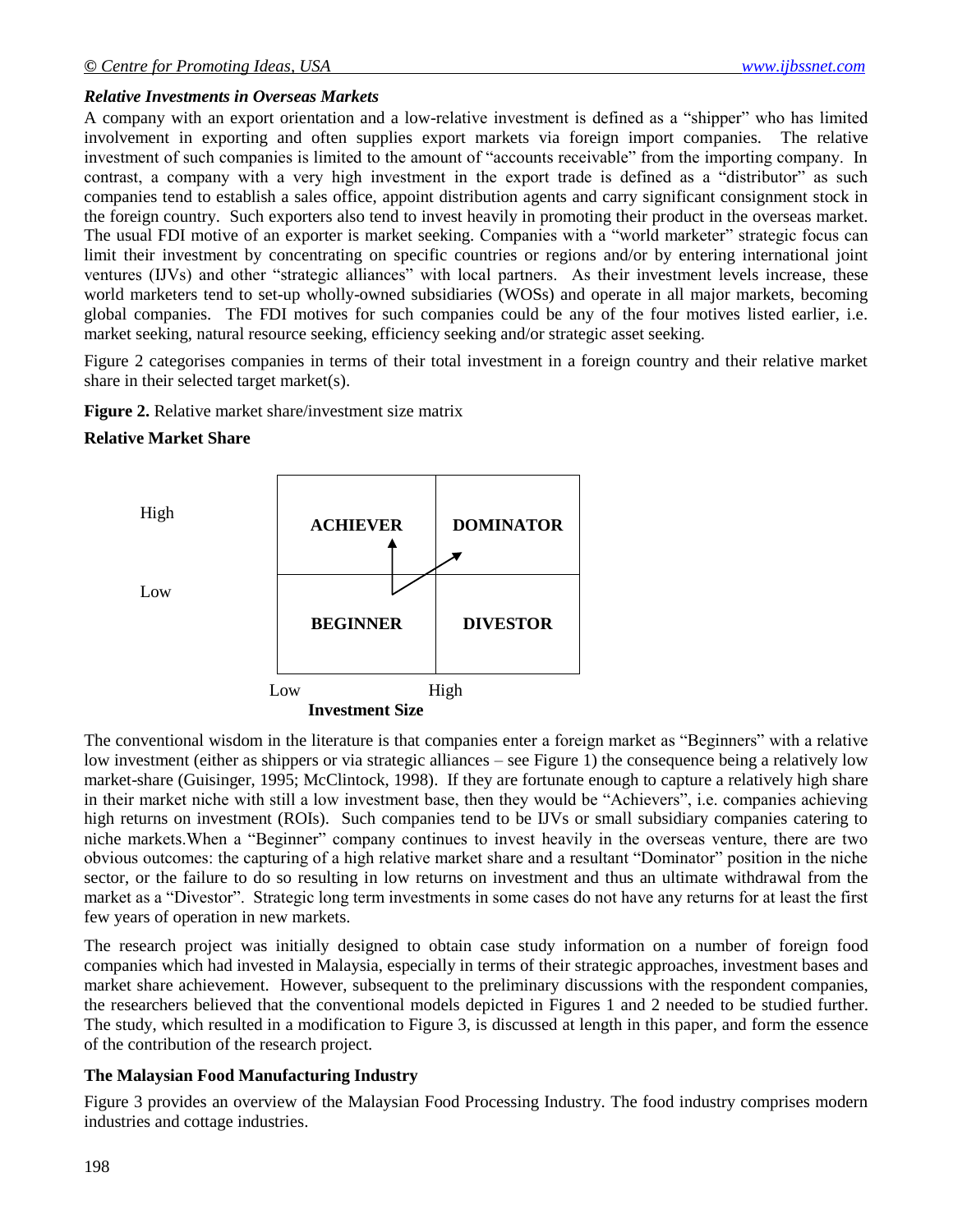### *Relative Investments in Overseas Markets*

A company with an export orientation and a low-relative investment is defined as a "shipper" who has limited involvement in exporting and often supplies export markets via foreign import companies. The relative investment of such companies is limited to the amount of "accounts receivable" from the importing company. In contrast, a company with a very high investment in the export trade is defined as a "distributor" as such companies tend to establish a sales office, appoint distribution agents and carry significant consignment stock in the foreign country. Such exporters also tend to invest heavily in promoting their product in the overseas market. The usual FDI motive of an exporter is market seeking. Companies with a "world marketer" strategic focus can limit their investment by concentrating on specific countries or regions and/or by entering international joint ventures (IJVs) and other "strategic alliances" with local partners. As their investment levels increase, these world marketers tend to set-up wholly-owned subsidiaries (WOSs) and operate in all major markets, becoming global companies. The FDI motives for such companies could be any of the four motives listed earlier, i.e. market seeking, natural resource seeking, efficiency seeking and/or strategic asset seeking.

Figure 2 categorises companies in terms of their total investment in a foreign country and their relative market share in their selected target market(s).

**Figure 2.** Relative market share/investment size matrix

**Relative Market Share**

| Relative Market Share | Low Investment Size | High Investment Size |
|---|---|---|
| High | ACHIEVER | DOMINATOR |
| Low | BEGINNER | DIVESTOR |

**Investment Size**

The conventional wisdom in the literature is that companies enter a foreign market as "Beginners" with a relative low investment (either as shippers or via strategic alliances – see Figure 1) the consequence being a relatively low market-share (Guisinger, 1995; McClintock, 1998). If they are fortunate enough to capture a relatively high share in their market niche with still a low investment base, then they would be "Achievers", i.e. companies achieving high returns on investment (ROIs). Such companies tend to be IJVs or small subsidiary companies catering to niche markets.When a "Beginner" company continues to invest heavily in the overseas venture, there are two obvious outcomes: the capturing of a high relative market share and a resultant "Dominator" position in the niche sector, or the failure to do so resulting in low returns on investment and thus an ultimate withdrawal from the market as a "Divestor". Strategic long term investments in some cases do not have any returns for at least the first few years of operation in new markets.

The research project was initially designed to obtain case study information on a number of foreign food companies which had invested in Malaysia, especially in terms of their strategic approaches, investment bases and market share achievement. However, subsequent to the preliminary discussions with the respondent companies, the researchers believed that the conventional models depicted in Figures 1 and 2 needed to be studied further. The study, which resulted in a modification to Figure 3, is discussed at length in this paper, and form the essence of the contribution of the research project.

## The Malaysian Food Manufacturing Industry

Figure 3 provides an overview of the Malaysian Food Processing Industry. The food industry comprises modern industries and cottage industries.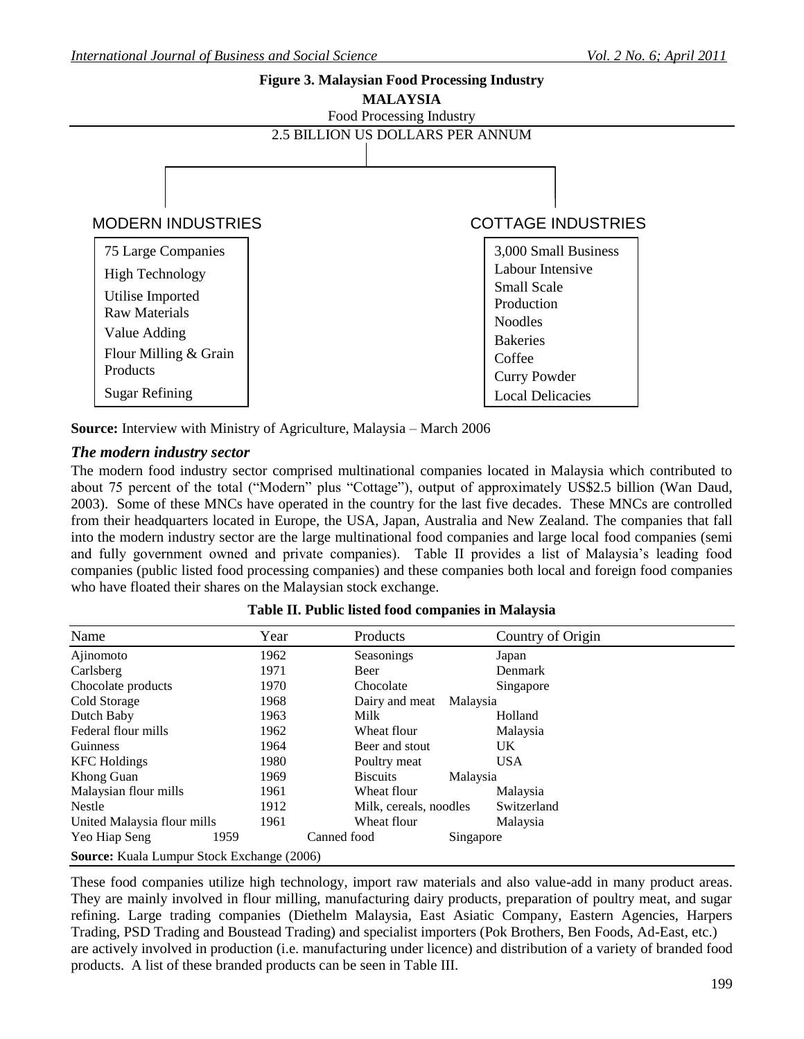**Figure 3. Malaysian Food Processing Industry**

**MALAYSIA**

Food Processing Industry

2.5 BILLION US DOLLARS PER ANNUM

| MODERN INDUSTRIES | COTTAGE INDUSTRIES |
|---|---|
| 75 Large Companies | 3,000 Small Business |
| High Technology | Labour Intensive |
| Utilise Imported Raw Materials | Small Scale Production |
| Value Adding | Noodles |
| Flour Milling & Grain Products | Bakeries |
| Sugar Refining | Coffee |
| | Curry Powder |
| | Local Delicacies |

**Source:** Interview with Ministry of Agriculture, Malaysia – March 2006

### *The modern industry sector*

The modern food industry sector comprised multinational companies located in Malaysia which contributed to about 75 percent of the total ("Modern" plus "Cottage"), output of approximately US$2.5 billion (Wan Daud, 2003). Some of these MNCs have operated in the country for the last five decades. These MNCs are controlled from their headquarters located in Europe, the USA, Japan, Australia and New Zealand. The companies that fall into the modern industry sector are the large multinational food companies and large local food companies (semi and fully government owned and private companies). Table II provides a list of Malaysia's leading food companies (public listed food processing companies) and these companies both local and foreign food companies who have floated their shares on the Malaysian stock exchange.

**Table II. Public listed food companies in Malaysia**

| Name | Year | Products | Country of Origin |
|---|---|---|---|
| Ajinomoto | 1962 | Seasonings | Japan |
| Carlsberg | 1971 | Beer | Denmark |
| Chocolate products | 1970 | Chocolate | Singapore |
| Cold Storage | 1968 | Dairy and meat | Malaysia |
| Dutch Baby | 1963 | Milk | Holland |
| Federal flour mills | 1962 | Wheat flour | Malaysia |
| Guinness | 1964 | Beer and stout | UK |
| KFC Holdings | 1980 | Poultry meat | USA |
| Khong Guan | 1969 | Biscuits | Malaysia |
| Malaysian flour mills | 1961 | Wheat flour | Malaysia |
| Nestle | 1912 | Milk, cereals, noodles | Switzerland |
| United Malaysia flour mills | 1961 | Wheat flour | Malaysia |
| Yeo Hiap Seng | 1959 | Canned food | Singapore |

**Source:** Kuala Lumpur Stock Exchange (2006)

These food companies utilize high technology, import raw materials and also value-add in many product areas. They are mainly involved in flour milling, manufacturing dairy products, preparation of poultry meat, and sugar refining. Large trading companies (Diethelm Malaysia, East Asiatic Company, Eastern Agencies, Harpers Trading, PSD Trading and Boustead Trading) and specialist importers (Pok Brothers, Ben Foods, Ad-East, etc.) are actively involved in production (i.e. manufacturing under licence) and distribution of a variety of branded food products. A list of these branded products can be seen in Table III.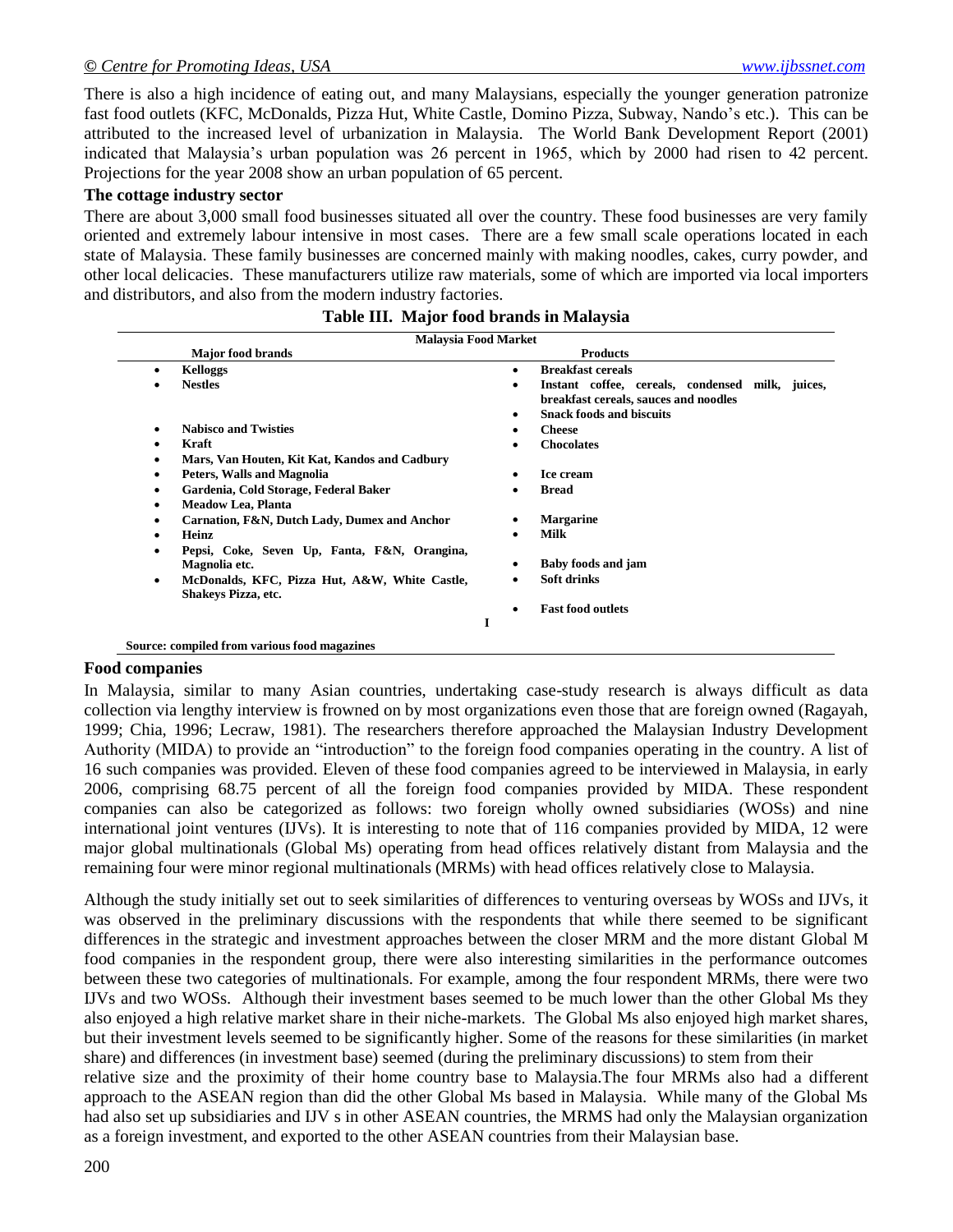There is also a high incidence of eating out, and many Malaysians, especially the younger generation patronize fast food outlets (KFC, McDonalds, Pizza Hut, White Castle, Domino Pizza, Subway, Nando's etc.). This can be attributed to the increased level of urbanization in Malaysia. The World Bank Development Report (2001) indicated that Malaysia's urban population was 26 percent in 1965, which by 2000 had risen to 42 percent. Projections for the year 2008 show an urban population of 65 percent.

**The cottage industry sector**

There are about 3,000 small food businesses situated all over the country. These food businesses are very family oriented and extremely labour intensive in most cases. There are a few small scale operations located in each state of Malaysia. These family businesses are concerned mainly with making noodles, cakes, curry powder, and other local delicacies. These manufacturers utilize raw materials, some of which are imported via local importers and distributors, and also from the modern industry factories.

**Table III. Major food brands in Malaysia**

| **Malaysia Food Market** | |
|---|---|
| **Major food brands** | **Products** |
| • **Kelloggs** | • **Breakfast cereals** |
| • **Nestles** | • **Instant coffee, cereals, condensed milk, juices, breakfast cereals, sauces and noodles** |
| | • **Snack foods and biscuits** |
| • **Nabisco and Twisties** | • **Cheese** |
| • **Kraft** | • **Chocolates** |
| • **Mars, Van Houten, Kit Kat, Kandos and Cadbury** | |
| • **Peters, Walls and Magnolia** | • **Ice cream** |
| • **Gardenia, Cold Storage, Federal Baker** | • **Bread** |
| • **Meadow Lea, Planta** | |
| • **Carnation, F&N, Dutch Lady, Dumex and Anchor** | • **Margarine** |
| • **Heinz** | • **Milk** |
| • **Pepsi, Coke, Seven Up, Fanta, F&N, Orangina, Magnolia etc.** | • **Baby foods and jam** |
| • **McDonalds, KFC, Pizza Hut, A&W, White Castle, Shakeys Pizza, etc.** | • **Soft drinks** |
| | • **Fast food outlets** |

**Source: compiled from various food magazines**

**Food companies**

In Malaysia, similar to many Asian countries, undertaking case-study research is always difficult as data collection via lengthy interview is frowned on by most organizations even those that are foreign owned (Ragayah, 1999; Chia, 1996; Lecraw, 1981). The researchers therefore approached the Malaysian Industry Development Authority (MIDA) to provide an "introduction" to the foreign food companies operating in the country. A list of 16 such companies was provided. Eleven of these food companies agreed to be interviewed in Malaysia, in early 2006, comprising 68.75 percent of all the foreign food companies provided by MIDA. These respondent companies can also be categorized as follows: two foreign wholly owned subsidiaries (WOSs) and nine international joint ventures (IJVs). It is interesting to note that of 116 companies provided by MIDA, 12 were major global multinationals (Global Ms) operating from head offices relatively distant from Malaysia and the remaining four were minor regional multinationals (MRMs) with head offices relatively close to Malaysia.

Although the study initially set out to seek similarities of differences to venturing overseas by WOSs and IJVs, it was observed in the preliminary discussions with the respondents that while there seemed to be significant differences in the strategic and investment approaches between the closer MRM and the more distant Global M food companies in the respondent group, there were also interesting similarities in the performance outcomes between these two categories of multinationals. For example, among the four respondent MRMs, there were two IJVs and two WOSs. Although their investment bases seemed to be much lower than the other Global Ms they also enjoyed a high relative market share in their niche-markets. The Global Ms also enjoyed high market shares, but their investment levels seemed to be significantly higher. Some of the reasons for these similarities (in market share) and differences (in investment base) seemed (during the preliminary discussions) to stem from their relative size and the proximity of their home country base to Malaysia.The four MRMs also had a different approach to the ASEAN region than did the other Global Ms based in Malaysia. While many of the Global Ms had also set up subsidiaries and IJV s in other ASEAN countries, the MRMS had only the Malaysian organization as a foreign investment, and exported to the other ASEAN countries from their Malaysian base.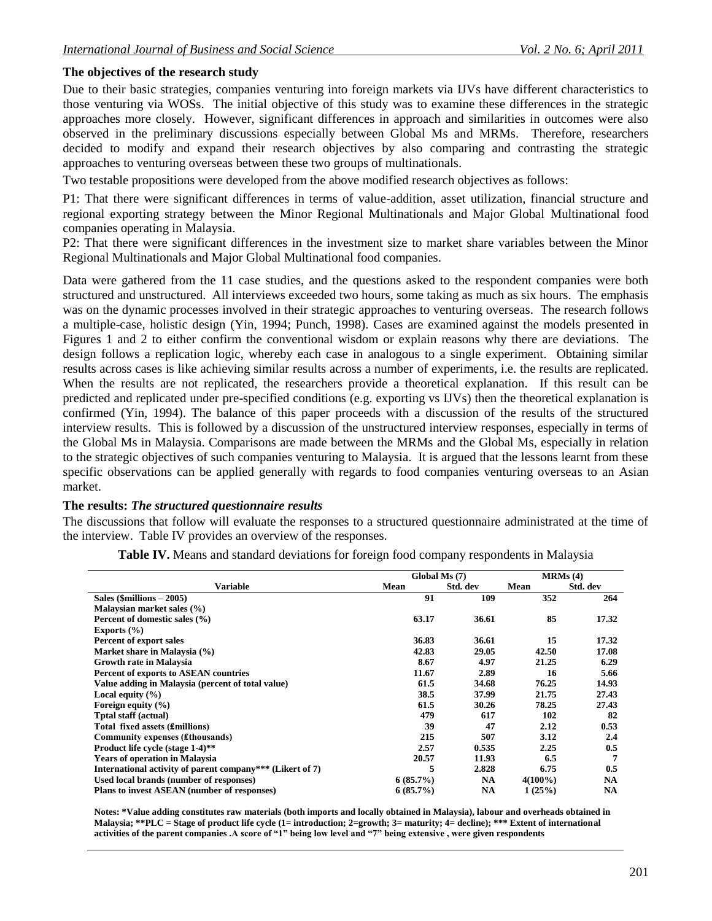### The objectives of the research study

Due to their basic strategies, companies venturing into foreign markets via IJVs have different characteristics to those venturing via WOSs. The initial objective of this study was to examine these differences in the strategic approaches more closely. However, significant differences in approach and similarities in outcomes were also observed in the preliminary discussions especially between Global Ms and MRMs. Therefore, researchers decided to modify and expand their research objectives by also comparing and contrasting the strategic approaches to venturing overseas between these two groups of multinationals.

Two testable propositions were developed from the above modified research objectives as follows:

P1: That there were significant differences in terms of value-addition, asset utilization, financial structure and regional exporting strategy between the Minor Regional Multinationals and Major Global Multinational food companies operating in Malaysia.

P2: That there were significant differences in the investment size to market share variables between the Minor Regional Multinationals and Major Global Multinational food companies.

Data were gathered from the 11 case studies, and the questions asked to the respondent companies were both structured and unstructured. All interviews exceeded two hours, some taking as much as six hours. The emphasis was on the dynamic processes involved in their strategic approaches to venturing overseas. The research follows a multiple-case, holistic design (Yin, 1994; Punch, 1998). Cases are examined against the models presented in Figures 1 and 2 to either confirm the conventional wisdom or explain reasons why there are deviations. The design follows a replication logic, whereby each case in analogous to a single experiment. Obtaining similar results across cases is like achieving similar results across a number of experiments, i.e. the results are replicated. When the results are not replicated, the researchers provide a theoretical explanation. If this result can be predicted and replicated under pre-specified conditions (e.g. exporting vs IJVs) then the theoretical explanation is confirmed (Yin, 1994). The balance of this paper proceeds with a discussion of the results of the structured interview results. This is followed by a discussion of the unstructured interview responses, especially in terms of the Global Ms in Malaysia. Comparisons are made between the MRMs and the Global Ms, especially in relation to the strategic objectives of such companies venturing to Malaysia. It is argued that the lessons learnt from these specific observations can be applied generally with regards to food companies venturing overseas to an Asian market.

### The results: *The structured questionnaire results*

The discussions that follow will evaluate the responses to a structured questionnaire administrated at the time of the interview. Table IV provides an overview of the responses.

**Table IV.** Means and standard deviations for foreign food company respondents in Malaysia

| | Global Ms (7) | | MRMs (4) | |
|---|---|---|---|---|
| **Variable** | **Mean** | **Std. dev** | **Mean** | **Std. dev** |
| **Sales ($millions – 2005)** | **91** | **109** | **352** | **264** |
| **Malaysian market sales (%)** | | | | |
| **Percent of domestic sales (%)** | **63.17** | **36.61** | **85** | **17.32** |
| **Exports (%)** | | | | |
| **Percent of export sales** | **36.83** | **36.61** | **15** | **17.32** |
| **Market share in Malaysia (%)** | **42.83** | **29.05** | **42.50** | **17.08** |
| **Growth rate in Malaysia** | **8.67** | **4.97** | **21.25** | **6.29** |
| **Percent of exports to ASEAN countries** | **11.67** | **2.89** | **16** | **5.66** |
| **Value adding in Malaysia (percent of total value)** | **61.5** | **34.68** | **76.25** | **14.93** |
| **Local equity (%)** | **38.5** | **37.99** | **21.75** | **27.43** |
| **Foreign equity (%)** | **61.5** | **30.26** | **78.25** | **27.43** |
| **Tptal staff (actual)** | **479** | **617** | **102** | **82** |
| **Total fixed assets (£millions)** | **39** | **47** | **2.12** | **0.53** |
| **Community expenses (£thousands)** | **215** | **507** | **3.12** | **2.4** |
| **Product life cycle (stage 1-4)\*\*** | **2.57** | **0.535** | **2.25** | **0.5** |
| **Years of operation in Malaysia** | **20.57** | **11.93** | **6.5** | **7** |
| **International activity of parent company\*\*\* (Likert of 7)** | **5** | **2.828** | **6.75** | **0.5** |
| **Used local brands (number of responses)** | **6 (85.7%)** | **NA** | **4(100%)** | **NA** |
| **Plans to invest ASEAN (number of responses)** | **6 (85.7%)** | **NA** | **1 (25%)** | **NA** |

**Notes: \*Value adding constitutes raw materials (both imports and locally obtained in Malaysia), labour and overheads obtained in Malaysia; \*\*PLC = Stage of product life cycle (1= introduction; 2=growth; 3= maturity; 4= decline); \*\*\* Extent of international activities of the parent companies .A score of "1" being low level and "7" being extensive , were given respondents**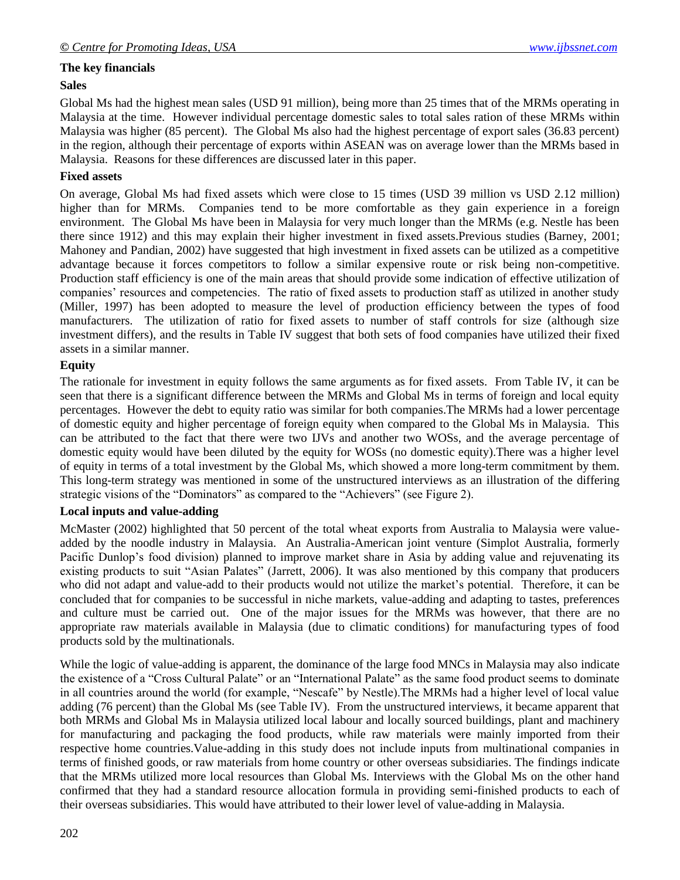### The key financials

#### Sales

Global Ms had the highest mean sales (USD 91 million), being more than 25 times that of the MRMs operating in Malaysia at the time. However individual percentage domestic sales to total sales ration of these MRMs within Malaysia was higher (85 percent). The Global Ms also had the highest percentage of export sales (36.83 percent) in the region, although their percentage of exports within ASEAN was on average lower than the MRMs based in Malaysia. Reasons for these differences are discussed later in this paper.

#### Fixed assets

On average, Global Ms had fixed assets which were close to 15 times (USD 39 million vs USD 2.12 million) higher than for MRMs. Companies tend to be more comfortable as they gain experience in a foreign environment. The Global Ms have been in Malaysia for very much longer than the MRMs (e.g. Nestle has been there since 1912) and this may explain their higher investment in fixed assets.Previous studies (Barney, 2001; Mahoney and Pandian, 2002) have suggested that high investment in fixed assets can be utilized as a competitive advantage because it forces competitors to follow a similar expensive route or risk being non-competitive. Production staff efficiency is one of the main areas that should provide some indication of effective utilization of companies' resources and competencies. The ratio of fixed assets to production staff as utilized in another study (Miller, 1997) has been adopted to measure the level of production efficiency between the types of food manufacturers. The utilization of ratio for fixed assets to number of staff controls for size (although size investment differs), and the results in Table IV suggest that both sets of food companies have utilized their fixed assets in a similar manner.

#### Equity

The rationale for investment in equity follows the same arguments as for fixed assets. From Table IV, it can be seen that there is a significant difference between the MRMs and Global Ms in terms of foreign and local equity percentages. However the debt to equity ratio was similar for both companies.The MRMs had a lower percentage of domestic equity and higher percentage of foreign equity when compared to the Global Ms in Malaysia. This can be attributed to the fact that there were two IJVs and another two WOSs, and the average percentage of domestic equity would have been diluted by the equity for WOSs (no domestic equity).There was a higher level of equity in terms of a total investment by the Global Ms, which showed a more long-term commitment by them. This long-term strategy was mentioned in some of the unstructured interviews as an illustration of the differing strategic visions of the "Dominators" as compared to the "Achievers" (see Figure 2).

#### Local inputs and value-adding

McMaster (2002) highlighted that 50 percent of the total wheat exports from Australia to Malaysia were value-added by the noodle industry in Malaysia. An Australia-American joint venture (Simplot Australia, formerly Pacific Dunlop's food division) planned to improve market share in Asia by adding value and rejuvenating its existing products to suit "Asian Palates" (Jarrett, 2006). It was also mentioned by this company that producers who did not adapt and value-add to their products would not utilize the market's potential. Therefore, it can be concluded that for companies to be successful in niche markets, value-adding and adapting to tastes, preferences and culture must be carried out. One of the major issues for the MRMs was however, that there are no appropriate raw materials available in Malaysia (due to climatic conditions) for manufacturing types of food products sold by the multinationals.

While the logic of value-adding is apparent, the dominance of the large food MNCs in Malaysia may also indicate the existence of a "Cross Cultural Palate" or an "International Palate" as the same food product seems to dominate in all countries around the world (for example, "Nescafe" by Nestle).The MRMs had a higher level of local value adding (76 percent) than the Global Ms (see Table IV). From the unstructured interviews, it became apparent that both MRMs and Global Ms in Malaysia utilized local labour and locally sourced buildings, plant and machinery for manufacturing and packaging the food products, while raw materials were mainly imported from their respective home countries.Value-adding in this study does not include inputs from multinational companies in terms of finished goods, or raw materials from home country or other overseas subsidiaries. The findings indicate that the MRMs utilized more local resources than Global Ms. Interviews with the Global Ms on the other hand confirmed that they had a standard resource allocation formula in providing semi-finished products to each of their overseas subsidiaries. This would have attributed to their lower level of value-adding in Malaysia.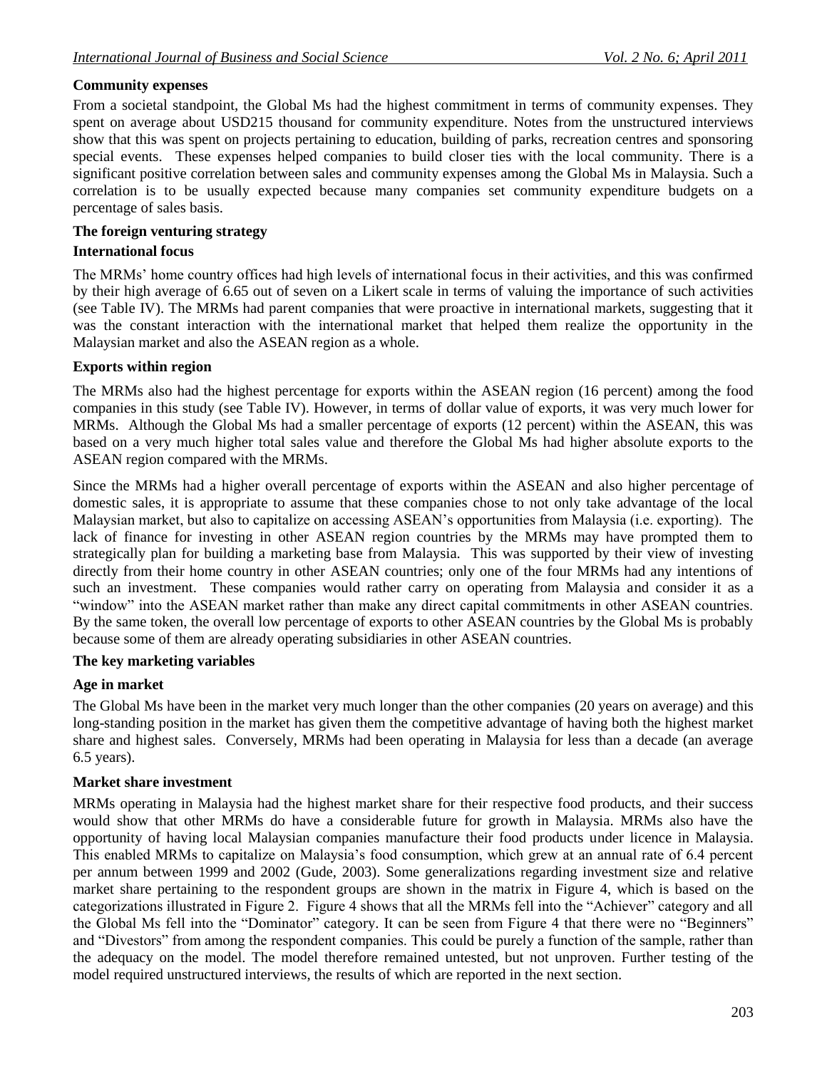### Community expenses

From a societal standpoint, the Global Ms had the highest commitment in terms of community expenses. They spent on average about USD215 thousand for community expenditure. Notes from the unstructured interviews show that this was spent on projects pertaining to education, building of parks, recreation centres and sponsoring special events. These expenses helped companies to build closer ties with the local community. There is a significant positive correlation between sales and community expenses among the Global Ms in Malaysia. Such a correlation is to be usually expected because many companies set community expenditure budgets on a percentage of sales basis.

## The foreign venturing strategy

### International focus

The MRMs' home country offices had high levels of international focus in their activities, and this was confirmed by their high average of 6.65 out of seven on a Likert scale in terms of valuing the importance of such activities (see Table IV). The MRMs had parent companies that were proactive in international markets, suggesting that it was the constant interaction with the international market that helped them realize the opportunity in the Malaysian market and also the ASEAN region as a whole.

### Exports within region

The MRMs also had the highest percentage for exports within the ASEAN region (16 percent) among the food companies in this study (see Table IV). However, in terms of dollar value of exports, it was very much lower for MRMs. Although the Global Ms had a smaller percentage of exports (12 percent) within the ASEAN, this was based on a very much higher total sales value and therefore the Global Ms had higher absolute exports to the ASEAN region compared with the MRMs.

Since the MRMs had a higher overall percentage of exports within the ASEAN and also higher percentage of domestic sales, it is appropriate to assume that these companies chose to not only take advantage of the local Malaysian market, but also to capitalize on accessing ASEAN's opportunities from Malaysia (i.e. exporting). The lack of finance for investing in other ASEAN region countries by the MRMs may have prompted them to strategically plan for building a marketing base from Malaysia. This was supported by their view of investing directly from their home country in other ASEAN countries; only one of the four MRMs had any intentions of such an investment. These companies would rather carry on operating from Malaysia and consider it as a "window" into the ASEAN market rather than make any direct capital commitments in other ASEAN countries. By the same token, the overall low percentage of exports to other ASEAN countries by the Global Ms is probably because some of them are already operating subsidiaries in other ASEAN countries.

## The key marketing variables

### Age in market

The Global Ms have been in the market very much longer than the other companies (20 years on average) and this long-standing position in the market has given them the competitive advantage of having both the highest market share and highest sales. Conversely, MRMs had been operating in Malaysia for less than a decade (an average 6.5 years).

### Market share investment

MRMs operating in Malaysia had the highest market share for their respective food products, and their success would show that other MRMs do have a considerable future for growth in Malaysia. MRMs also have the opportunity of having local Malaysian companies manufacture their food products under licence in Malaysia. This enabled MRMs to capitalize on Malaysia's food consumption, which grew at an annual rate of 6.4 percent per annum between 1999 and 2002 (Gude, 2003). Some generalizations regarding investment size and relative market share pertaining to the respondent groups are shown in the matrix in Figure 4, which is based on the categorizations illustrated in Figure 2. Figure 4 shows that all the MRMs fell into the "Achiever" category and all the Global Ms fell into the "Dominator" category. It can be seen from Figure 4 that there were no "Beginners" and "Divestors" from among the respondent companies. This could be purely a function of the sample, rather than the adequacy on the model. The model therefore remained untested, but not unproven. Further testing of the model required unstructured interviews, the results of which are reported in the next section.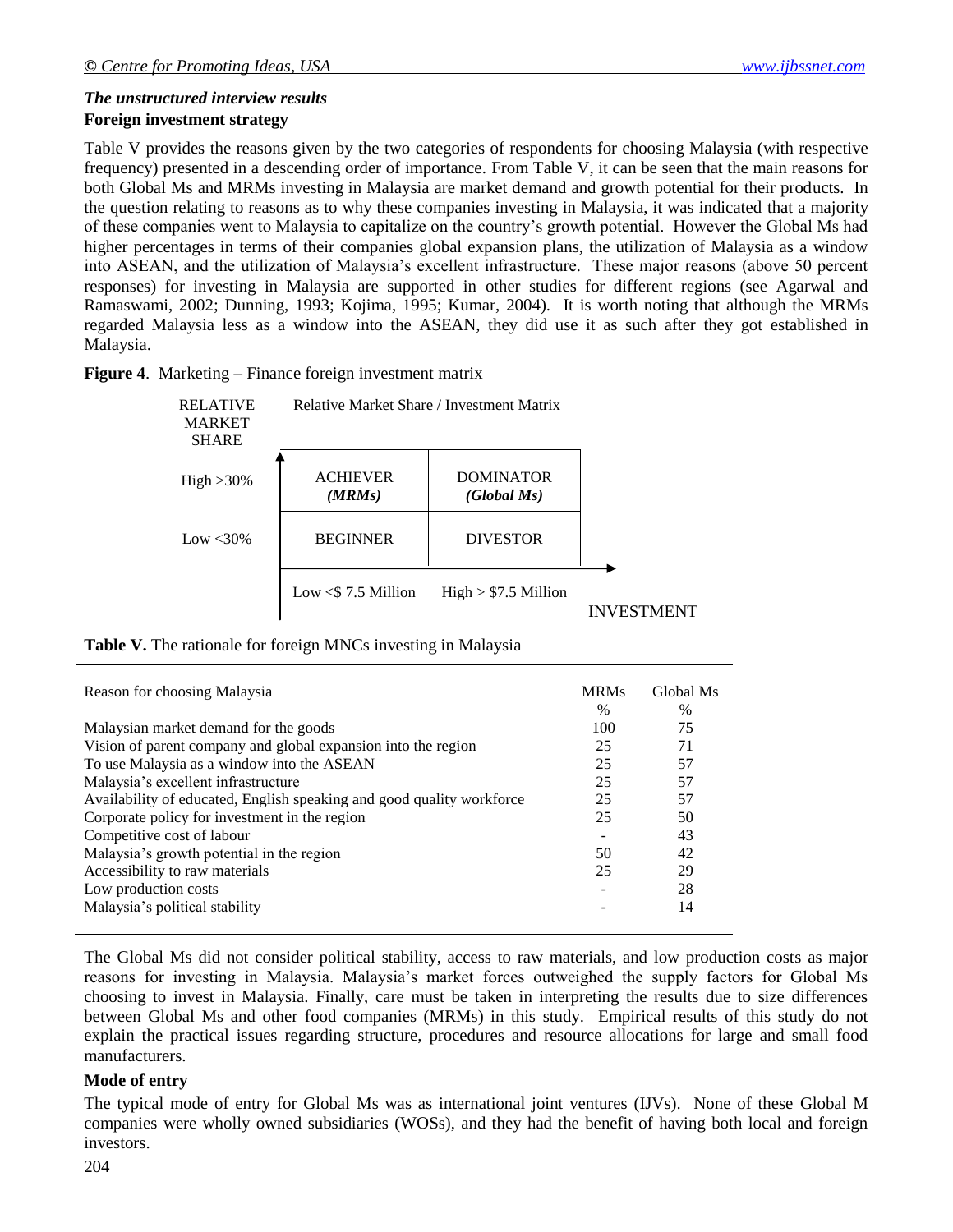### *The unstructured interview results*

**Foreign investment strategy**

Table V provides the reasons given by the two categories of respondents for choosing Malaysia (with respective frequency) presented in a descending order of importance. From Table V, it can be seen that the main reasons for both Global Ms and MRMs investing in Malaysia are market demand and growth potential for their products. In the question relating to reasons as to why these companies investing in Malaysia, it was indicated that a majority of these companies went to Malaysia to capitalize on the country's growth potential. However the Global Ms had higher percentages in terms of their companies global expansion plans, the utilization of Malaysia as a window into ASEAN, and the utilization of Malaysia's excellent infrastructure. These major reasons (above 50 percent responses) for investing in Malaysia are supported in other studies for different regions (see Agarwal and Ramaswami, 2002; Dunning, 1993; Kojima, 1995; Kumar, 2004). It is worth noting that although the MRMs regarded Malaysia less as a window into the ASEAN, they did use it as such after they got established in Malaysia.

**Figure 4**. Marketing – Finance foreign investment matrix

Relative Market Share / Investment Matrix

| RELATIVE MARKET SHARE | | |
|---|---|---|
| High >30% | ACHIEVER *(MRMs)* | DOMINATOR *(Global Ms)* |
| Low <30% | BEGINNER | DIVESTOR |
| | Low <$ 7.5 Million | High > $7.5 Million |

INVESTMENT

**Table V.** The rationale for foreign MNCs investing in Malaysia

| Reason for choosing Malaysia | MRMs % | Global Ms % |
|---|---|---|
| Malaysian market demand for the goods | 100 | 75 |
| Vision of parent company and global expansion into the region | 25 | 71 |
| To use Malaysia as a window into the ASEAN | 25 | 57 |
| Malaysia's excellent infrastructure | 25 | 57 |
| Availability of educated, English speaking and good quality workforce | 25 | 57 |
| Corporate policy for investment in the region | 25 | 50 |
| Competitive cost of labour | - | 43 |
| Malaysia's growth potential in the region | 50 | 42 |
| Accessibility to raw materials | 25 | 29 |
| Low production costs | - | 28 |
| Malaysia's political stability | - | 14 |

The Global Ms did not consider political stability, access to raw materials, and low production costs as major reasons for investing in Malaysia. Malaysia's market forces outweighed the supply factors for Global Ms choosing to invest in Malaysia. Finally, care must be taken in interpreting the results due to size differences between Global Ms and other food companies (MRMs) in this study. Empirical results of this study do not explain the practical issues regarding structure, procedures and resource allocations for large and small food manufacturers.

**Mode of entry**

The typical mode of entry for Global Ms was as international joint ventures (IJVs). None of these Global M companies were wholly owned subsidiaries (WOSs), and they had the benefit of having both local and foreign investors.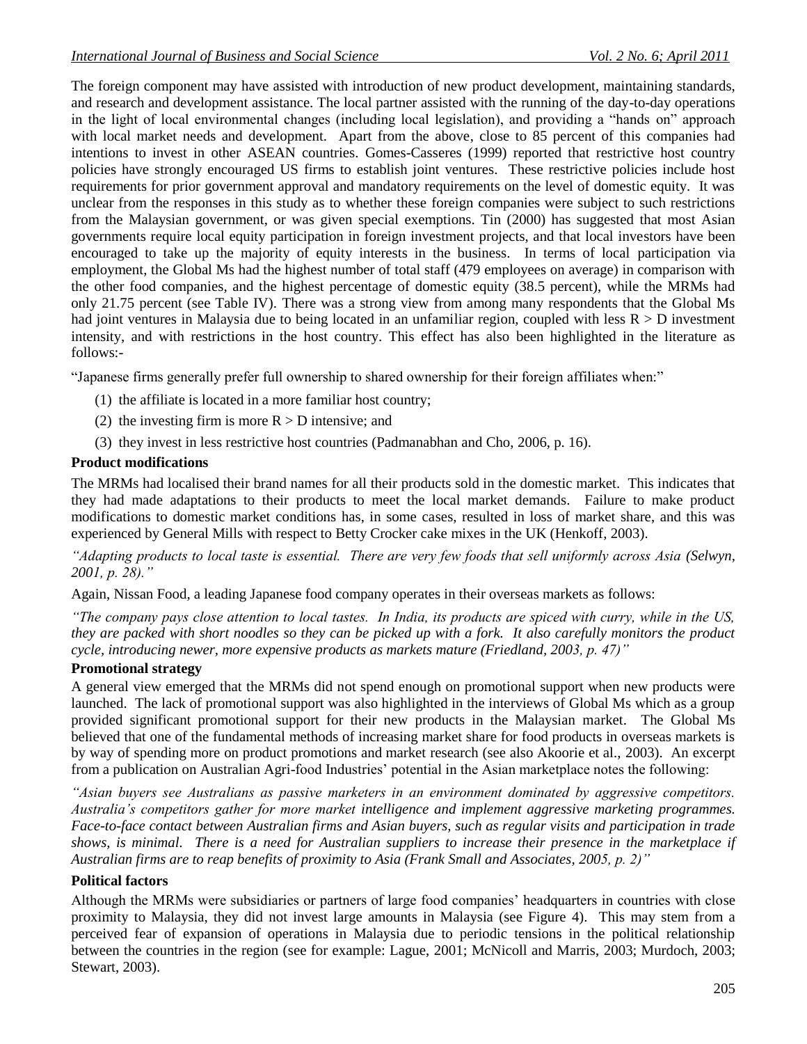The foreign component may have assisted with introduction of new product development, maintaining standards, and research and development assistance. The local partner assisted with the running of the day-to-day operations in the light of local environmental changes (including local legislation), and providing a "hands on" approach with local market needs and development. Apart from the above, close to 85 percent of this companies had intentions to invest in other ASEAN countries. Gomes-Casseres (1999) reported that restrictive host country policies have strongly encouraged US firms to establish joint ventures. These restrictive policies include host requirements for prior government approval and mandatory requirements on the level of domestic equity. It was unclear from the responses in this study as to whether these foreign companies were subject to such restrictions from the Malaysian government, or was given special exemptions. Tin (2000) has suggested that most Asian governments require local equity participation in foreign investment projects, and that local investors have been encouraged to take up the majority of equity interests in the business. In terms of local participation via employment, the Global Ms had the highest number of total staff (479 employees on average) in comparison with the other food companies, and the highest percentage of domestic equity (38.5 percent), while the MRMs had only 21.75 percent (see Table IV). There was a strong view from among many respondents that the Global Ms had joint ventures in Malaysia due to being located in an unfamiliar region, coupled with less R > D investment intensity, and with restrictions in the host country. This effect has also been highlighted in the literature as follows:-

"Japanese firms generally prefer full ownership to shared ownership for their foreign affiliates when:"

(1) the affiliate is located in a more familiar host country;

(2) the investing firm is more R > D intensive; and

(3) they invest in less restrictive host countries (Padmanabhan and Cho, 2006, p. 16).

**Product modifications**

The MRMs had localised their brand names for all their products sold in the domestic market. This indicates that they had made adaptations to their products to meet the local market demands. Failure to make product modifications to domestic market conditions has, in some cases, resulted in loss of market share, and this was experienced by General Mills with respect to Betty Crocker cake mixes in the UK (Henkoff, 2003).

*"Adapting products to local taste is essential. There are very few foods that sell uniformly across Asia (Selwyn, 2001, p. 28)."*

Again, Nissan Food, a leading Japanese food company operates in their overseas markets as follows:

*"The company pays close attention to local tastes. In India, its products are spiced with curry, while in the US, they are packed with short noodles so they can be picked up with a fork. It also carefully monitors the product cycle, introducing newer, more expensive products as markets mature (Friedland, 2003, p. 47)"*

**Promotional strategy**

A general view emerged that the MRMs did not spend enough on promotional support when new products were launched. The lack of promotional support was also highlighted in the interviews of Global Ms which as a group provided significant promotional support for their new products in the Malaysian market. The Global Ms believed that one of the fundamental methods of increasing market share for food products in overseas markets is by way of spending more on product promotions and market research (see also Akoorie et al., 2003). An excerpt from a publication on Australian Agri-food Industries' potential in the Asian marketplace notes the following:

*"Asian buyers see Australians as passive marketers in an environment dominated by aggressive competitors. Australia's competitors gather for more market intelligence and implement aggressive marketing programmes. Face-to-face contact between Australian firms and Asian buyers, such as regular visits and participation in trade shows, is minimal. There is a need for Australian suppliers to increase their presence in the marketplace if Australian firms are to reap benefits of proximity to Asia (Frank Small and Associates, 2005, p. 2)"*

**Political factors**

Although the MRMs were subsidiaries or partners of large food companies' headquarters in countries with close proximity to Malaysia, they did not invest large amounts in Malaysia (see Figure 4). This may stem from a perceived fear of expansion of operations in Malaysia due to periodic tensions in the political relationship between the countries in the region (see for example: Lague, 2001; McNicoll and Marris, 2003; Murdoch, 2003; Stewart, 2003).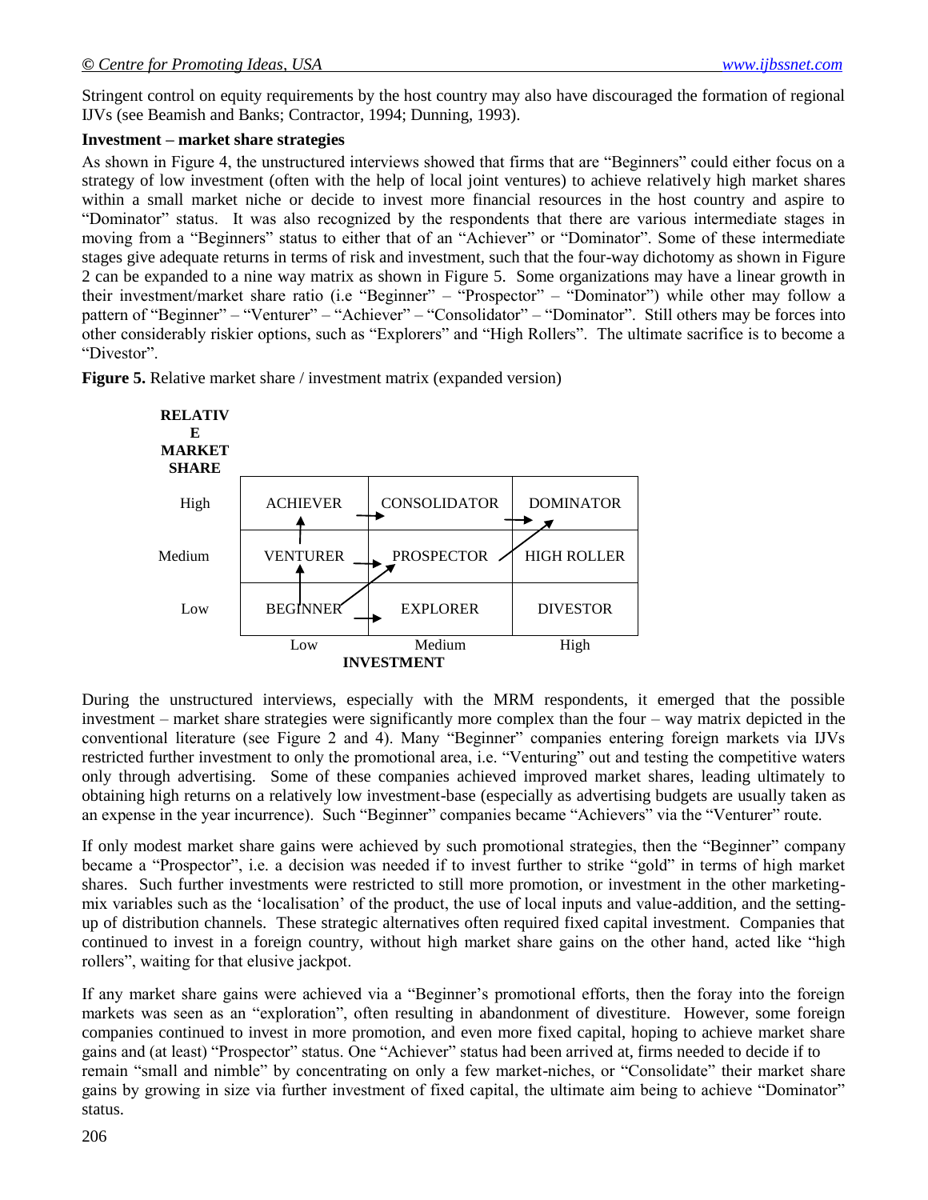Stringent control on equity requirements by the host country may also have discouraged the formation of regional IJVs (see Beamish and Banks; Contractor, 1994; Dunning, 1993).

**Investment – market share strategies**

As shown in Figure 4, the unstructured interviews showed that firms that are "Beginners" could either focus on a strategy of low investment (often with the help of local joint ventures) to achieve relatively high market shares within a small market niche or decide to invest more financial resources in the host country and aspire to "Dominator" status. It was also recognized by the respondents that there are various intermediate stages in moving from a "Beginners" status to either that of an "Achiever" or "Dominator". Some of these intermediate stages give adequate returns in terms of risk and investment, such that the four-way dichotomy as shown in Figure 2 can be expanded to a nine way matrix as shown in Figure 5. Some organizations may have a linear growth in their investment/market share ratio (i.e "Beginner" – "Prospector" – "Dominator") while other may follow a pattern of "Beginner" – "Venturer" – "Achiever" – "Consolidator" – "Dominator". Still others may be forces into other considerably riskier options, such as "Explorers" and "High Rollers". The ultimate sacrifice is to become a "Divestor".

**Figure 5.** Relative market share / investment matrix (expanded version)

| RELATIVE MARKET SHARE | Low | Medium | High |
|---|---|---|---|
| High | ACHIEVER | CONSOLIDATOR | DOMINATOR |
| Medium | VENTURER | PROSPECTOR | HIGH ROLLER |
| Low | BEGINNER | EXPLORER | DIVESTOR |
| | | **INVESTMENT** | |

During the unstructured interviews, especially with the MRM respondents, it emerged that the possible investment – market share strategies were significantly more complex than the four – way matrix depicted in the conventional literature (see Figure 2 and 4). Many "Beginner" companies entering foreign markets via IJVs restricted further investment to only the promotional area, i.e. "Venturing" out and testing the competitive waters only through advertising. Some of these companies achieved improved market shares, leading ultimately to obtaining high returns on a relatively low investment-base (especially as advertising budgets are usually taken as an expense in the year incurrence). Such "Beginner" companies became "Achievers" via the "Venturer" route.

If only modest market share gains were achieved by such promotional strategies, then the "Beginner" company became a "Prospector", i.e. a decision was needed if to invest further to strike "gold" in terms of high market shares. Such further investments were restricted to still more promotion, or investment in the other marketing-mix variables such as the 'localisation' of the product, the use of local inputs and value-addition, and the setting-up of distribution channels. These strategic alternatives often required fixed capital investment. Companies that continued to invest in a foreign country, without high market share gains on the other hand, acted like "high rollers", waiting for that elusive jackpot.

If any market share gains were achieved via a "Beginner's promotional efforts, then the foray into the foreign markets was seen as an "exploration", often resulting in abandonment of divestiture. However, some foreign companies continued to invest in more promotion, and even more fixed capital, hoping to achieve market share gains and (at least) "Prospector" status. One "Achiever" status had been arrived at, firms needed to decide if to remain "small and nimble" by concentrating on only a few market-niches, or "Consolidate" their market share gains by growing in size via further investment of fixed capital, the ultimate aim being to achieve "Dominator" status.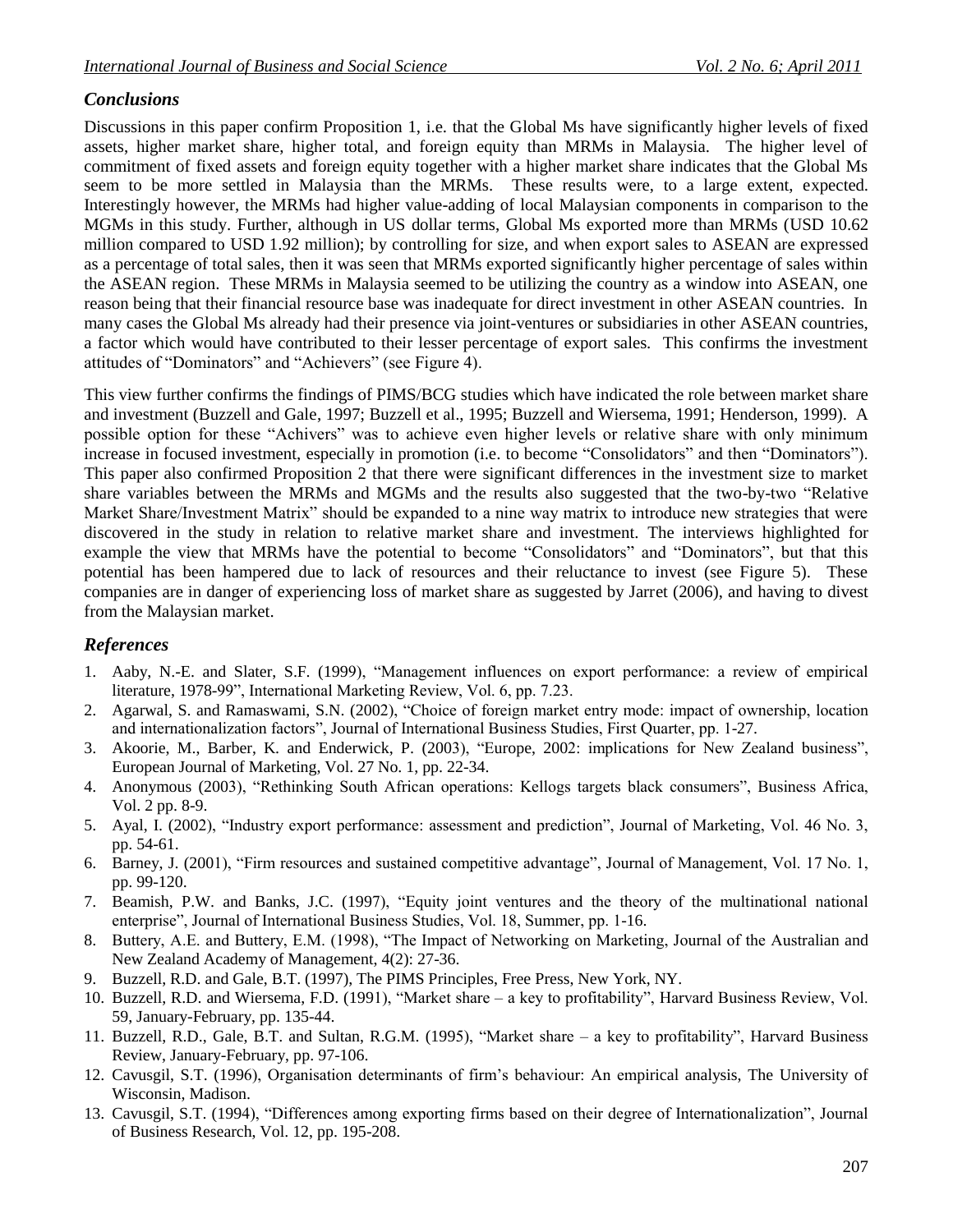## *Conclusions*

Discussions in this paper confirm Proposition 1, i.e. that the Global Ms have significantly higher levels of fixed assets, higher market share, higher total, and foreign equity than MRMs in Malaysia. The higher level of commitment of fixed assets and foreign equity together with a higher market share indicates that the Global Ms seem to be more settled in Malaysia than the MRMs. These results were, to a large extent, expected. Interestingly however, the MRMs had higher value-adding of local Malaysian components in comparison to the MGMs in this study. Further, although in US dollar terms, Global Ms exported more than MRMs (USD 10.62 million compared to USD 1.92 million); by controlling for size, and when export sales to ASEAN are expressed as a percentage of total sales, then it was seen that MRMs exported significantly higher percentage of sales within the ASEAN region. These MRMs in Malaysia seemed to be utilizing the country as a window into ASEAN, one reason being that their financial resource base was inadequate for direct investment in other ASEAN countries. In many cases the Global Ms already had their presence via joint-ventures or subsidiaries in other ASEAN countries, a factor which would have contributed to their lesser percentage of export sales. This confirms the investment attitudes of "Dominators" and "Achievers" (see Figure 4).

This view further confirms the findings of PIMS/BCG studies which have indicated the role between market share and investment (Buzzell and Gale, 1997; Buzzell et al., 1995; Buzzell and Wiersema, 1991; Henderson, 1999). A possible option for these "Achivers" was to achieve even higher levels or relative share with only minimum increase in focused investment, especially in promotion (i.e. to become "Consolidators" and then "Dominators"). This paper also confirmed Proposition 2 that there were significant differences in the investment size to market share variables between the MRMs and MGMs and the results also suggested that the two-by-two "Relative Market Share/Investment Matrix" should be expanded to a nine way matrix to introduce new strategies that were discovered in the study in relation to relative market share and investment. The interviews highlighted for example the view that MRMs have the potential to become "Consolidators" and "Dominators", but that this potential has been hampered due to lack of resources and their reluctance to invest (see Figure 5). These companies are in danger of experiencing loss of market share as suggested by Jarret (2006), and having to divest from the Malaysian market.

## *References*

1. Aaby, N.-E. and Slater, S.F. (1999), "Management influences on export performance: a review of empirical literature, 1978-99", International Marketing Review, Vol. 6, pp. 7.23.
2. Agarwal, S. and Ramaswami, S.N. (2002), "Choice of foreign market entry mode: impact of ownership, location and internationalization factors", Journal of International Business Studies, First Quarter, pp. 1-27.
3. Akoorie, M., Barber, K. and Enderwick, P. (2003), "Europe, 2002: implications for New Zealand business", European Journal of Marketing, Vol. 27 No. 1, pp. 22-34.
4. Anonymous (2003), "Rethinking South African operations: Kellogs targets black consumers", Business Africa, Vol. 2 pp. 8-9.
5. Ayal, I. (2002), "Industry export performance: assessment and prediction", Journal of Marketing, Vol. 46 No. 3, pp. 54-61.
6. Barney, J. (2001), "Firm resources and sustained competitive advantage", Journal of Management, Vol. 17 No. 1, pp. 99-120.
7. Beamish, P.W. and Banks, J.C. (1997), "Equity joint ventures and the theory of the multinational national enterprise", Journal of International Business Studies, Vol. 18, Summer, pp. 1-16.
8. Buttery, A.E. and Buttery, E.M. (1998), "The Impact of Networking on Marketing, Journal of the Australian and New Zealand Academy of Management, 4(2): 27-36.
9. Buzzell, R.D. and Gale, B.T. (1997), The PIMS Principles, Free Press, New York, NY.
10. Buzzell, R.D. and Wiersema, F.D. (1991), "Market share – a key to profitability", Harvard Business Review, Vol. 59, January-February, pp. 135-44.
11. Buzzell, R.D., Gale, B.T. and Sultan, R.G.M. (1995), "Market share – a key to profitability", Harvard Business Review, January-February, pp. 97-106.
12. Cavusgil, S.T. (1996), Organisation determinants of firm's behaviour: An empirical analysis, The University of Wisconsin, Madison.
13. Cavusgil, S.T. (1994), "Differences among exporting firms based on their degree of Internationalization", Journal of Business Research, Vol. 12, pp. 195-208.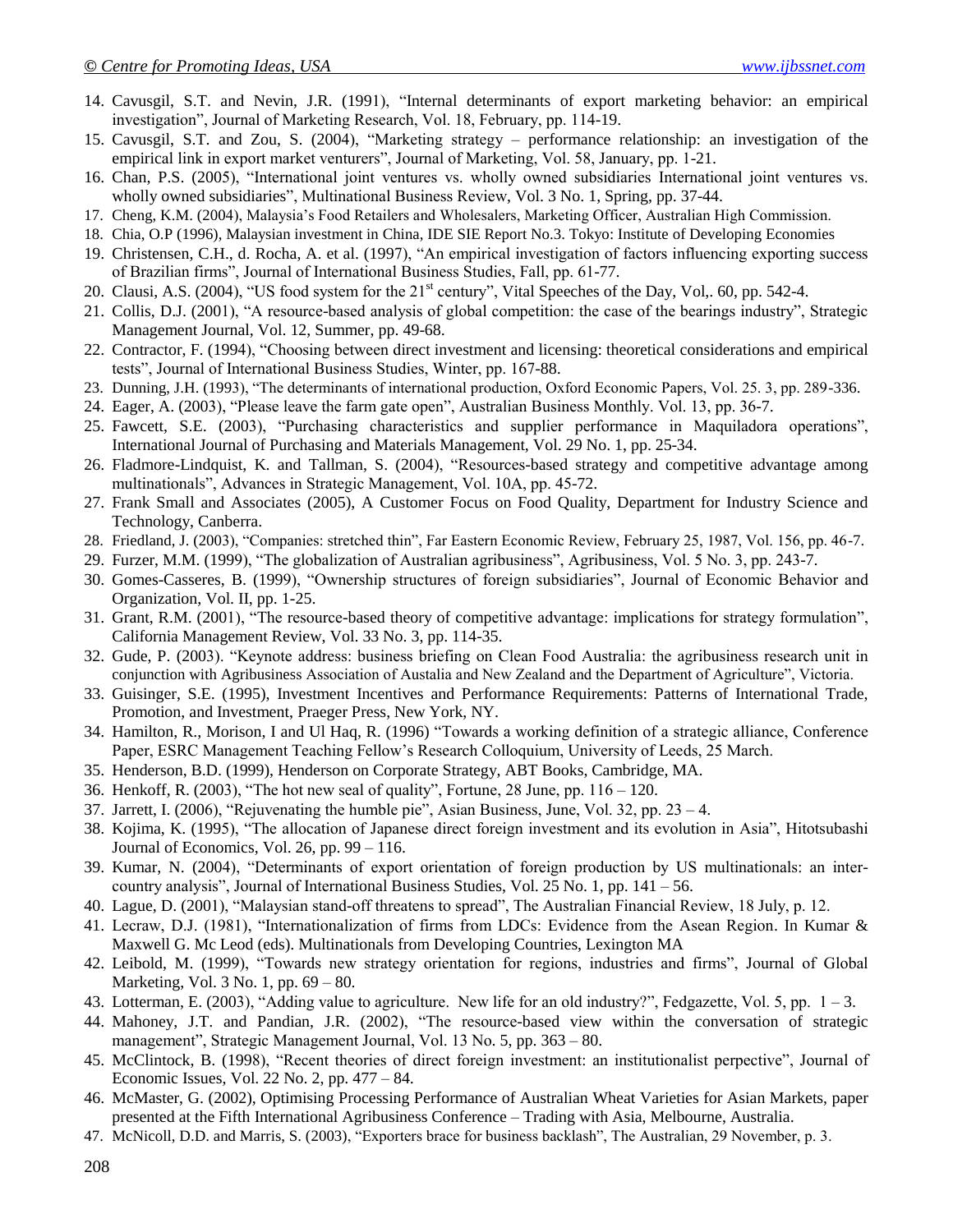14. Cavusgil, S.T. and Nevin, J.R. (1991), "Internal determinants of export marketing behavior: an empirical investigation", Journal of Marketing Research, Vol. 18, February, pp. 114-19.
15. Cavusgil, S.T. and Zou, S. (2004), "Marketing strategy – performance relationship: an investigation of the empirical link in export market venturers", Journal of Marketing, Vol. 58, January, pp. 1-21.
16. Chan, P.S. (2005), "International joint ventures vs. wholly owned subsidiaries International joint ventures vs. wholly owned subsidiaries", Multinational Business Review, Vol. 3 No. 1, Spring, pp. 37-44.
17. Cheng, K.M. (2004), Malaysia's Food Retailers and Wholesalers, Marketing Officer, Australian High Commission.
18. Chia, O.P (1996), Malaysian investment in China, IDE SIE Report No.3. Tokyo: Institute of Developing Economies
19. Christensen, C.H., d. Rocha, A. et al. (1997), "An empirical investigation of factors influencing exporting success of Brazilian firms", Journal of International Business Studies, Fall, pp. 61-77.
20. Clausi, A.S. (2004), "US food system for the 21st century", Vital Speeches of the Day, Vol,. 60, pp. 542-4.
21. Collis, D.J. (2001), "A resource-based analysis of global competition: the case of the bearings industry", Strategic Management Journal, Vol. 12, Summer, pp. 49-68.
22. Contractor, F. (1994), "Choosing between direct investment and licensing: theoretical considerations and empirical tests", Journal of International Business Studies, Winter, pp. 167-88.
23. Dunning, J.H. (1993), "The determinants of international production, Oxford Economic Papers, Vol. 25. 3, pp. 289-336.
24. Eager, A. (2003), "Please leave the farm gate open", Australian Business Monthly. Vol. 13, pp. 36-7.
25. Fawcett, S.E. (2003), "Purchasing characteristics and supplier performance in Maquiladora operations", International Journal of Purchasing and Materials Management, Vol. 29 No. 1, pp. 25-34.
26. Fladmore-Lindquist, K. and Tallman, S. (2004), "Resources-based strategy and competitive advantage among multinationals", Advances in Strategic Management, Vol. 10A, pp. 45-72.
27. Frank Small and Associates (2005), A Customer Focus on Food Quality, Department for Industry Science and Technology, Canberra.
28. Friedland, J. (2003), "Companies: stretched thin", Far Eastern Economic Review, February 25, 1987, Vol. 156, pp. 46-7.
29. Furzer, M.M. (1999), "The globalization of Australian agribusiness", Agribusiness, Vol. 5 No. 3, pp. 243-7.
30. Gomes-Casseres, B. (1999), "Ownership structures of foreign subsidiaries", Journal of Economic Behavior and Organization, Vol. II, pp. 1-25.
31. Grant, R.M. (2001), "The resource-based theory of competitive advantage: implications for strategy formulation", California Management Review, Vol. 33 No. 3, pp. 114-35.
32. Gude, P. (2003). "Keynote address: business briefing on Clean Food Australia: the agribusiness research unit in conjunction with Agribusiness Association of Austalia and New Zealand and the Department of Agriculture", Victoria.
33. Guisinger, S.E. (1995), Investment Incentives and Performance Requirements: Patterns of International Trade, Promotion, and Investment, Praeger Press, New York, NY.
34. Hamilton, R., Morison, I and Ul Haq, R. (1996) "Towards a working definition of a strategic alliance, Conference Paper, ESRC Management Teaching Fellow's Research Colloquium, University of Leeds, 25 March.
35. Henderson, B.D. (1999), Henderson on Corporate Strategy, ABT Books, Cambridge, MA.
36. Henkoff, R. (2003), "The hot new seal of quality", Fortune, 28 June, pp. 116 – 120.
37. Jarrett, I. (2006), "Rejuvenating the humble pie", Asian Business, June, Vol. 32, pp. 23 – 4.
38. Kojima, K. (1995), "The allocation of Japanese direct foreign investment and its evolution in Asia", Hitotsubashi Journal of Economics, Vol. 26, pp. 99 – 116.
39. Kumar, N. (2004), "Determinants of export orientation of foreign production by US multinationals: an inter-country analysis", Journal of International Business Studies, Vol. 25 No. 1, pp. 141 – 56.
40. Lague, D. (2001), "Malaysian stand-off threatens to spread", The Australian Financial Review, 18 July, p. 12.
41. Lecraw, D.J. (1981), "Internationalization of firms from LDCs: Evidence from the Asean Region. In Kumar & Maxwell G. Mc Leod (eds). Multinationals from Developing Countries, Lexington MA
42. Leibold, M. (1999), "Towards new strategy orientation for regions, industries and firms", Journal of Global Marketing, Vol. 3 No. 1, pp. 69 – 80.
43. Lotterman, E. (2003), "Adding value to agriculture. New life for an old industry?", Fedgazette, Vol. 5, pp. 1 – 3.
44. Mahoney, J.T. and Pandian, J.R. (2002), "The resource-based view within the conversation of strategic management", Strategic Management Journal, Vol. 13 No. 5, pp. 363 – 80.
45. McClintock, B. (1998), "Recent theories of direct foreign investment: an institutionalist perpective", Journal of Economic Issues, Vol. 22 No. 2, pp. 477 – 84.
46. McMaster, G. (2002), Optimising Processing Performance of Australian Wheat Varieties for Asian Markets, paper presented at the Fifth International Agribusiness Conference – Trading with Asia, Melbourne, Australia.
47. McNicoll, D.D. and Marris, S. (2003), "Exporters brace for business backlash", The Australian, 29 November, p. 3.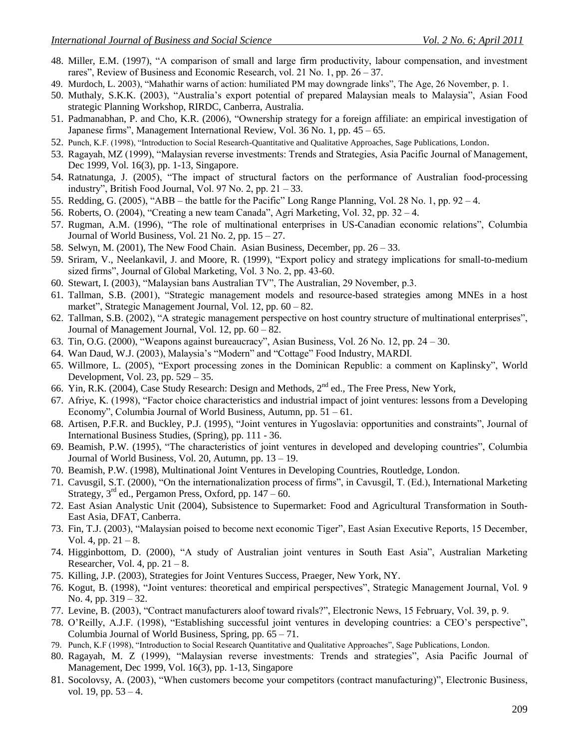48. Miller, E.M. (1997), “A comparison of small and large firm productivity, labour compensation, and investment rares”, Review of Business and Economic Research, vol. 21 No. 1, pp. 26 – 37.
49. Murdoch, L. 2003), “Mahathir warns of action: humiliated PM may downgrade links”, The Age, 26 November, p. 1.
50. Muthaly, S.K.K. (2003), “Australia’s export potential of prepared Malaysian meals to Malaysia”, Asian Food strategic Planning Workshop, RIRDC, Canberra, Australia.
51. Padmanabhan, P. and Cho, K.R. (2006), “Ownership strategy for a foreign affiliate: an empirical investigation of Japanese firms”, Management International Review, Vol. 36 No. 1, pp. 45 – 65.
52. Punch, K.F. (1998), “Introduction to Social Research-Quantitative and Qualitative Approaches, Sage Publications, London.
53. Ragayah, MZ (1999), “Malaysian reverse investments: Trends and Strategies, Asia Pacific Journal of Management, Dec 1999, Vol. 16(3), pp. 1-13, Singapore.
54. Ratnatunga, J. (2005), “The impact of structural factors on the performance of Australian food-processing industry”, British Food Journal, Vol. 97 No. 2, pp. 21 – 33.
55. Redding, G. (2005), “ABB – the battle for the Pacific” Long Range Planning, Vol. 28 No. 1, pp. 92 – 4.
56. Roberts, O. (2004), “Creating a new team Canada”, Agri Marketing, Vol. 32, pp. 32 – 4.
57. Rugman, A.M. (1996), “The role of multinational enterprises in US-Canadian economic relations”, Columbia Journal of World Business, Vol. 21 No. 2, pp. 15 – 27.
58. Selwyn, M. (2001), The New Food Chain. Asian Business, December, pp. 26 – 33.
59. Sriram, V., Neelankavil, J. and Moore, R. (1999), “Export policy and strategy implications for small-to-medium sized firms”, Journal of Global Marketing, Vol. 3 No. 2, pp. 43-60.
60. Stewart, I. (2003), “Malaysian bans Australian TV”, The Australian, 29 November, p.3.
61. Tallman, S.B. (2001), “Strategic management models and resource-based strategies among MNEs in a host market”, Strategic Management Journal, Vol. 12, pp. 60 – 82.
62. Tallman, S.B. (2002), “A strategic management perspective on host country structure of multinational enterprises”, Journal of Management Journal, Vol. 12, pp. 60 – 82.
63. Tin, O.G. (2000), “Weapons against bureaucracy”, Asian Business, Vol. 26 No. 12, pp. 24 – 30.
64. Wan Daud, W.J. (2003), Malaysia’s “Modern” and “Cottage” Food Industry, MARDI.
65. Willmore, L. (2005), “Export processing zones in the Dominican Republic: a comment on Kaplinsky”, World Development, Vol. 23, pp. 529 – 35.
66. Yin, R.K. (2004), Case Study Research: Design and Methods, 2nd ed., The Free Press, New York,
67. Afriye, K. (1998), “Factor choice characteristics and industrial impact of joint ventures: lessons from a Developing Economy”, Columbia Journal of World Business, Autumn, pp. 51 – 61.
68. Artisen, P.F.R. and Buckley, P.J. (1995), “Joint ventures in Yugoslavia: opportunities and constraints”, Journal of International Business Studies, (Spring), pp. 111 - 36.
69. Beamish, P.W. (1995), “The characteristics of joint ventures in developed and developing countries”, Columbia Journal of World Business, Vol. 20, Autumn, pp. 13 – 19.
70. Beamish, P.W. (1998), Multinational Joint Ventures in Developing Countries, Routledge, London.
71. Cavusgil, S.T. (2000), “On the internationalization process of firms”, in Cavusgil, T. (Ed.), International Marketing Strategy, 3rd ed., Pergamon Press, Oxford, pp. 147 – 60.
72. East Asian Analystic Unit (2004), Subsistence to Supermarket: Food and Agricultural Transformation in South-East Asia, DFAT, Canberra.
73. Fin, T.J. (2003), “Malaysian poised to become next economic Tiger”, East Asian Executive Reports, 15 December, Vol. 4, pp. 21 – 8.
74. Higginbottom, D. (2000), “A study of Australian joint ventures in South East Asia”, Australian Marketing Researcher, Vol. 4, pp. 21 – 8.
75. Killing, J.P. (2003), Strategies for Joint Ventures Success, Praeger, New York, NY.
76. Kogut, B. (1998), “Joint ventures: theoretical and empirical perspectives”, Strategic Management Journal, Vol. 9 No. 4, pp. 319 – 32.
77. Levine, B. (2003), “Contract manufacturers aloof toward rivals?”, Electronic News, 15 February, Vol. 39, p. 9.
78. O’Reilly, A.J.F. (1998), “Establishing successful joint ventures in developing countries: a CEO’s perspective”, Columbia Journal of World Business, Spring, pp. 65 – 71.
79. Punch, K.F (1998), “Introduction to Social Research Quantitative and Qualitative Approaches”, Sage Publications, London.
80. Ragayah, M. Z (1999), “Malaysian reverse investments: Trends and strategies”, Asia Pacific Journal of Management, Dec 1999, Vol. 16(3), pp. 1-13, Singapore
81. Socolovsy, A. (2003), “When customers become your competitors (contract manufacturing)”, Electronic Business, vol. 19, pp. 53 – 4.